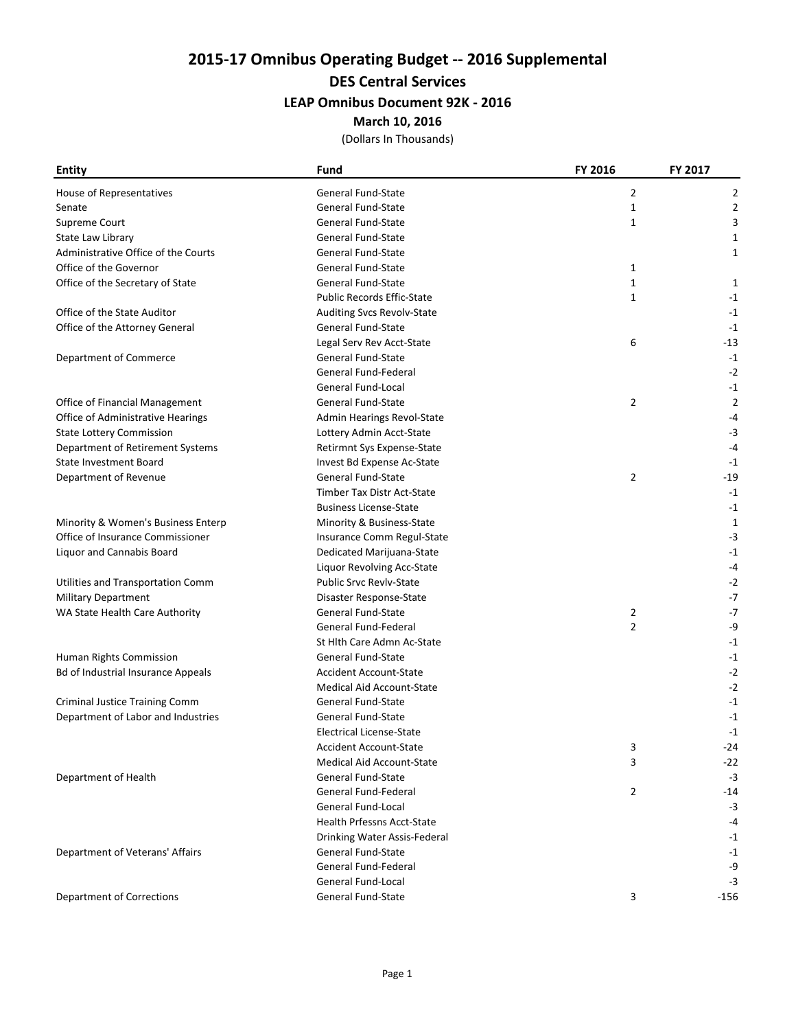# 2015-17 Omnibus Operating Budget -- 2016 Supplemental

## DES Central Services

### LEAP Omnibus Document 92K - 2016

**March 10, 2016**

(Dollars In Thousands)

| Entity | Fund | FY 2016 | FY 2017 |
|---|---|---|---|
| House of Representatives | General Fund-State | 2 | 2 |
| Senate | General Fund-State | 1 | 2 |
| Supreme Court | General Fund-State | 1 | 3 |
| State Law Library | General Fund-State | | 1 |
| Administrative Office of the Courts | General Fund-State | | 1 |
| Office of the Governor | General Fund-State | 1 | |
| Office of the Secretary of State | General Fund-State | 1 | 1 |
| | Public Records Effic-State | 1 | -1 |
| Office of the State Auditor | Auditing Svcs Revolv-State | | -1 |
| Office of the Attorney General | General Fund-State | | -1 |
| | Legal Serv Rev Acct-State | 6 | -13 |
| Department of Commerce | General Fund-State | | -1 |
| | General Fund-Federal | | -2 |
| | General Fund-Local | | -1 |
| Office of Financial Management | General Fund-State | 2 | 2 |
| Office of Administrative Hearings | Admin Hearings Revol-State | | -4 |
| State Lottery Commission | Lottery Admin Acct-State | | -3 |
| Department of Retirement Systems | Retirmnt Sys Expense-State | | -4 |
| State Investment Board | Invest Bd Expense Ac-State | | -1 |
| Department of Revenue | General Fund-State | 2 | -19 |
| | Timber Tax Distr Act-State | | -1 |
| | Business License-State | | -1 |
| Minority & Women's Business Enterp | Minority & Business-State | | 1 |
| Office of Insurance Commissioner | Insurance Comm Regul-State | | -3 |
| Liquor and Cannabis Board | Dedicated Marijuana-State | | -1 |
| | Liquor Revolving Acc-State | | -4 |
| Utilities and Transportation Comm | Public Srvc Revlv-State | | -2 |
| Military Department | Disaster Response-State | | -7 |
| WA State Health Care Authority | General Fund-State | 2 | -7 |
| | General Fund-Federal | 2 | -9 |
| | St Hlth Care Admn Ac-State | | -1 |
| Human Rights Commission | General Fund-State | | -1 |
| Bd of Industrial Insurance Appeals | Accident Account-State | | -2 |
| | Medical Aid Account-State | | -2 |
| Criminal Justice Training Comm | General Fund-State | | -1 |
| Department of Labor and Industries | General Fund-State | | -1 |
| | Electrical License-State | | -1 |
| | Accident Account-State | 3 | -24 |
| | Medical Aid Account-State | 3 | -22 |
| Department of Health | General Fund-State | | -3 |
| | General Fund-Federal | 2 | -14 |
| | General Fund-Local | | -3 |
| | Health Prfessns Acct-State | | -4 |
| | Drinking Water Assis-Federal | | -1 |
| Department of Veterans' Affairs | General Fund-State | | -1 |
| | General Fund-Federal | | -9 |
| | General Fund-Local | | -3 |
| Department of Corrections | General Fund-State | 3 | -156 |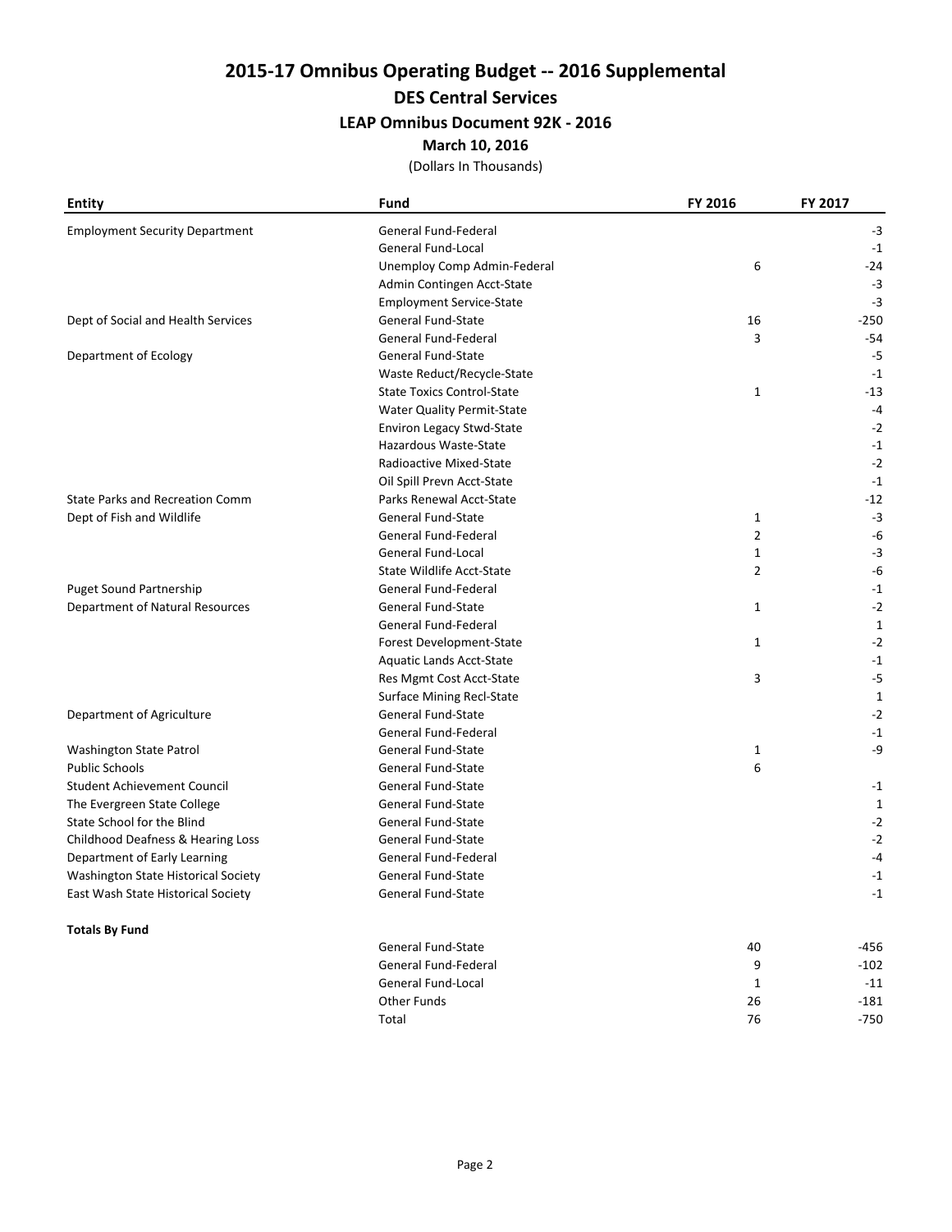# 2015-17 Omnibus Operating Budget -- 2016 Supplemental

## DES Central Services

### LEAP Omnibus Document 92K - 2016

**March 10, 2016**

(Dollars In Thousands)

| Entity | Fund | FY 2016 | FY 2017 |
|---|---|---|---|
| Employment Security Department | General Fund-Federal | | -3 |
| | General Fund-Local | | -1 |
| | Unemploy Comp Admin-Federal | 6 | -24 |
| | Admin Contingen Acct-State | | -3 |
| | Employment Service-State | | -3 |
| Dept of Social and Health Services | General Fund-State | 16 | -250 |
| | General Fund-Federal | 3 | -54 |
| Department of Ecology | General Fund-State | | -5 |
| | Waste Reduct/Recycle-State | | -1 |
| | State Toxics Control-State | 1 | -13 |
| | Water Quality Permit-State | | -4 |
| | Environ Legacy Stwd-State | | -2 |
| | Hazardous Waste-State | | -1 |
| | Radioactive Mixed-State | | -2 |
| | Oil Spill Prevn Acct-State | | -1 |
| State Parks and Recreation Comm | Parks Renewal Acct-State | | -12 |
| Dept of Fish and Wildlife | General Fund-State | 1 | -3 |
| | General Fund-Federal | 2 | -6 |
| | General Fund-Local | 1 | -3 |
| | State Wildlife Acct-State | 2 | -6 |
| Puget Sound Partnership | General Fund-Federal | | -1 |
| Department of Natural Resources | General Fund-State | 1 | -2 |
| | General Fund-Federal | | 1 |
| | Forest Development-State | 1 | -2 |
| | Aquatic Lands Acct-State | | -1 |
| | Res Mgmt Cost Acct-State | 3 | -5 |
| | Surface Mining Recl-State | | 1 |
| Department of Agriculture | General Fund-State | | -2 |
| | General Fund-Federal | | -1 |
| Washington State Patrol | General Fund-State | 1 | -9 |
| Public Schools | General Fund-State | 6 | |
| Student Achievement Council | General Fund-State | | -1 |
| The Evergreen State College | General Fund-State | | 1 |
| State School for the Blind | General Fund-State | | -2 |
| Childhood Deafness & Hearing Loss | General Fund-State | | -2 |
| Department of Early Learning | General Fund-Federal | | -4 |
| Washington State Historical Society | General Fund-State | | -1 |
| East Wash State Historical Society | General Fund-State | | -1 |
| **Totals By Fund** | | | |
| | General Fund-State | 40 | -456 |
| | General Fund-Federal | 9 | -102 |
| | General Fund-Local | 1 | -11 |
| | Other Funds | 26 | -181 |
| | Total | 76 | -750 |